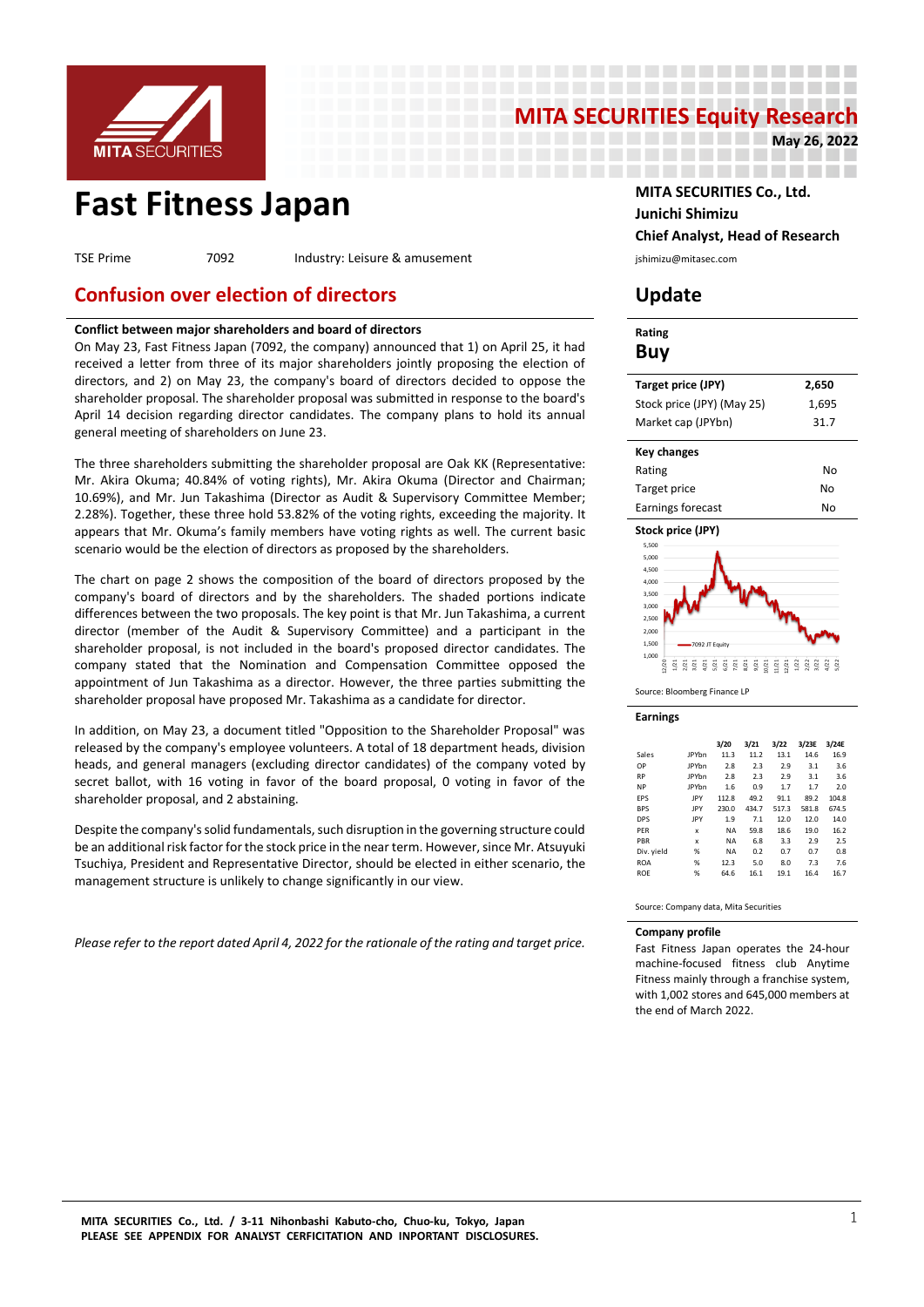# Fast Fitness Japan

MITA SECURITIES Equity Research
May 26, 2022

TSE Prime | 7092 | Industry: Leisure & amusement

MITA SECURITIES Co., Ltd.
**Junichi Shimizu**
**Chief Analyst, Head of Research**
jshimizu@mitasec.com

## Confusion over election of directors

## Update

**Conflict between major shareholders and board of directors**

On May 23, Fast Fitness Japan (7092, the company) announced that 1) on April 25, it had received a letter from three of its major shareholders jointly proposing the election of directors, and 2) on May 23, the company's board of directors decided to oppose the shareholder proposal. The shareholder proposal was submitted in response to the board's April 14 decision regarding director candidates. The company plans to hold its annual general meeting of shareholders on June 23.

The three shareholders submitting the shareholder proposal are Oak KK (Representative: Mr. Akira Okuma; 40.84% of voting rights), Mr. Akira Okuma (Director and Chairman; 10.69%), and Mr. Jun Takashima (Director as Audit & Supervisory Committee Member; 2.28%). Together, these three hold 53.82% of the voting rights, exceeding the majority. It appears that Mr. Okuma's family members have voting rights as well. The current basic scenario would be the election of directors as proposed by the shareholders.

The chart on page 2 shows the composition of the board of directors proposed by the company's board of directors and by the shareholders. The shaded portions indicate differences between the two proposals. The key point is that Mr. Jun Takashima, a current director (member of the Audit & Supervisory Committee) and a participant in the shareholder proposal, is not included in the board's proposed director candidates. The company stated that the Nomination and Compensation Committee opposed the appointment of Jun Takashima as a director. However, the three parties submitting the shareholder proposal have proposed Mr. Takashima as a candidate for director.

In addition, on May 23, a document titled "Opposition to the Shareholder Proposal" was released by the company's employee volunteers. A total of 18 department heads, division heads, and general managers (excluding director candidates) of the company voted by secret ballot, with 16 voting in favor of the board proposal, 0 voting in favor of the shareholder proposal, and 2 abstaining.

Despite the company's solid fundamentals, such disruption in the governing structure could be an additional risk factor for the stock price in the near term. However, since Mr. Atsuyuki Tsuchiya, President and Representative Director, should be elected in either scenario, the management structure is unlikely to change significantly in our view.

*Please refer to the report dated April 4, 2022 for the rationale of the rating and target price.*

**Rating**

**Buy**

| Target price (JPY) | 2,650 |
|---|---|
| Stock price (JPY) (May 25) | 1,695 |
| Market cap (JPYbn) | 31.7 |

| Key changes | |
|---|---|
| Rating | No |
| Target price | No |
| Earnings forecast | No |

**Stock price (JPY)**

Source: Bloomberg Finance LP

**Earnings**

| | | 3/20 | 3/21 | 3/22 | 3/23E | 3/24E |
|---|---|---|---|---|---|---|
| Sales | JPYbn | 11.3 | 11.2 | 13.1 | 14.6 | 16.9 |
| OP | JPYbn | 2.8 | 2.3 | 2.9 | 3.1 | 3.6 |
| RP | JPYbn | 2.8 | 2.3 | 2.9 | 3.1 | 3.6 |
| NP | JPYbn | 1.6 | 0.9 | 1.7 | 1.7 | 2.0 |
| EPS | JPY | 112.8 | 49.2 | 91.1 | 89.2 | 104.8 |
| BPS | JPY | 230.0 | 434.7 | 517.3 | 581.8 | 674.5 |
| DPS | JPY | 1.9 | 7.1 | 12.0 | 12.0 | 14.0 |
| PER | x | NA | 59.8 | 18.6 | 19.0 | 16.2 |
| PBR | x | NA | 6.8 | 3.3 | 2.9 | 2.5 |
| Div. yield | % | NA | 0.2 | 0.7 | 0.7 | 0.8 |
| ROA | % | 12.3 | 5.0 | 8.0 | 7.3 | 7.6 |
| ROE | % | 64.6 | 16.1 | 19.1 | 16.4 | 16.7 |

Source: Company data, Mita Securities

**Company profile**

Fast Fitness Japan operates the 24-hour machine-focused fitness club Anytime Fitness mainly through a franchise system, with 1,002 stores and 645,000 members at the end of March 2022.

MITA SECURITIES Co., Ltd. / 3-11 Nihonbashi Kabuto-cho, Chuo-ku, Tokyo, Japan
PLEASE SEE APPENDIX FOR ANALYST CERFICITATION AND INPORTANT DISCLOSURES.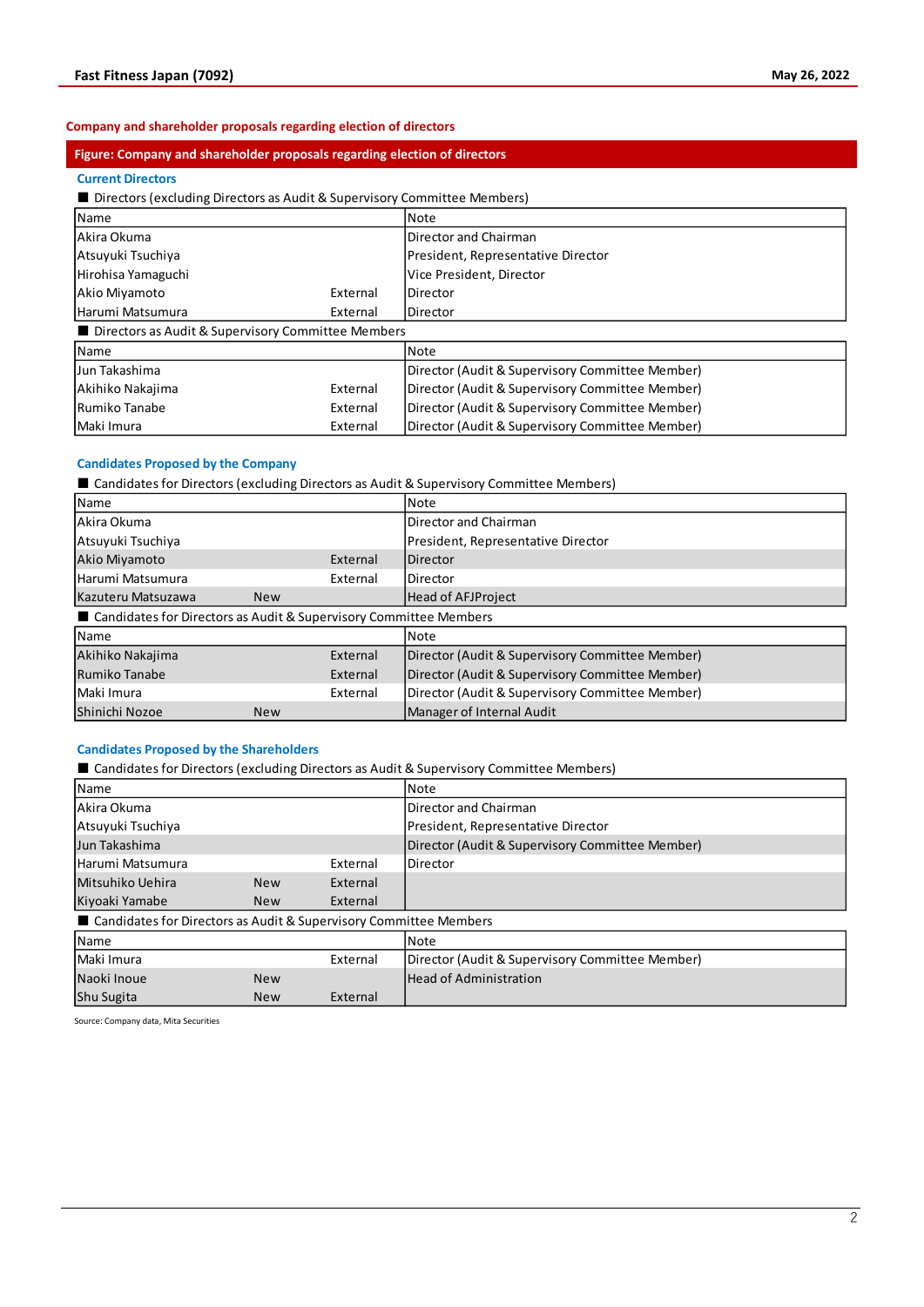## Company and shareholder proposals regarding election of directors

**Figure: Company and shareholder proposals regarding election of directors**

### Current Directors

■ Directors (excluding Directors as Audit & Supervisory Committee Members)

| Name | | | Note |
|---|---|---|---|
| Akira Okuma | | | Director and Chairman |
| Atsuyuki Tsuchiya | | | President, Representative Director |
| Hirohisa Yamaguchi | | | Vice President, Director |
| Akio Miyamoto | | External | Director |
| Harumi Matsumura | | External | Director |

■ Directors as Audit & Supervisory Committee Members

| Name | | | Note |
|---|---|---|---|
| Jun Takashima | | | Director (Audit & Supervisory Committee Member) |
| Akihiko Nakajima | | External | Director (Audit & Supervisory Committee Member) |
| Rumiko Tanabe | | External | Director (Audit & Supervisory Committee Member) |
| Maki Imura | | External | Director (Audit & Supervisory Committee Member) |

### Candidates Proposed by the Company

■ Candidates for Directors (excluding Directors as Audit & Supervisory Committee Members)

| Name | | | Note |
|---|---|---|---|
| Akira Okuma | | | Director and Chairman |
| Atsuyuki Tsuchiya | | | President, Representative Director |
| Akio Miyamoto | | External | Director |
| Harumi Matsumura | | External | Director |
| Kazuteru Matsuzawa | New | | Head of AFJProject |

■ Candidates for Directors as Audit & Supervisory Committee Members

| Name | | | Note |
|---|---|---|---|
| Akihiko Nakajima | | External | Director (Audit & Supervisory Committee Member) |
| Rumiko Tanabe | | External | Director (Audit & Supervisory Committee Member) |
| Maki Imura | | External | Director (Audit & Supervisory Committee Member) |
| Shinichi Nozoe | New | | Manager of Internal Audit |

### Candidates Proposed by the Shareholders

■ Candidates for Directors (excluding Directors as Audit & Supervisory Committee Members)

| Name | | | Note |
|---|---|---|---|
| Akira Okuma | | | Director and Chairman |
| Atsuyuki Tsuchiya | | | President, Representative Director |
| Jun Takashima | | | Director (Audit & Supervisory Committee Member) |
| Harumi Matsumura | | External | Director |
| Mitsuhiko Uehira | New | External | |
| Kiyoaki Yamabe | New | External | |

■ Candidates for Directors as Audit & Supervisory Committee Members

| Name | | | Note |
|---|---|---|---|
| Maki Imura | | External | Director (Audit & Supervisory Committee Member) |
| Naoki Inoue | New | | Head of Administration |
| Shu Sugita | New | External | |

Source: Company data, Mita Securities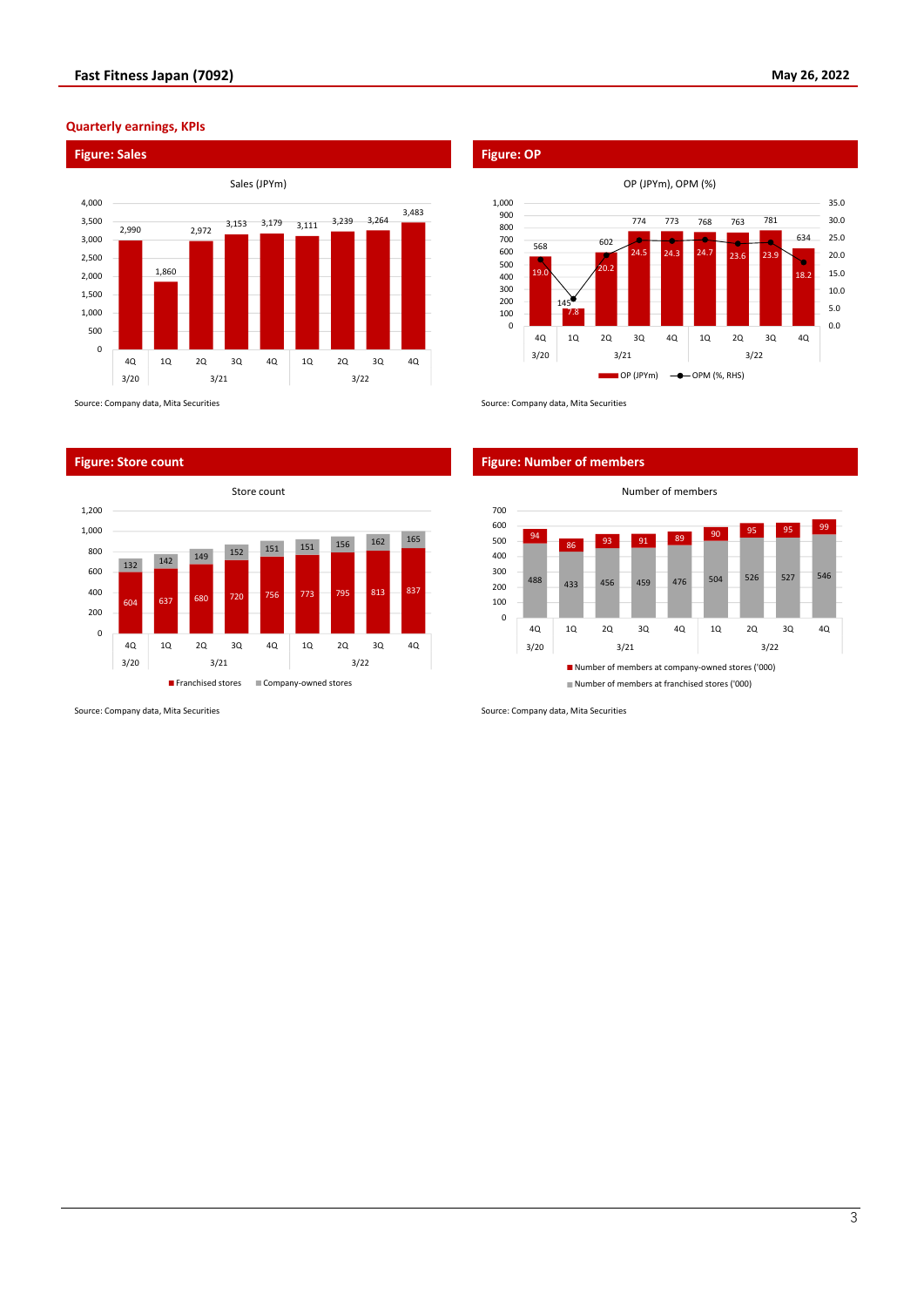## Quarterly earnings, KPIs

### Figure: Sales

Sales (JPYm)

| | 4Q 3/20 | 1Q 3/21 | 2Q 3/21 | 3Q 3/21 | 4Q 3/21 | 1Q 3/22 | 2Q 3/22 | 3Q 3/22 | 4Q 3/22 |
|---|---|---|---|---|---|---|---|---|---|
| Sales (JPYm) | 2,990 | 1,860 | 2,972 | 3,153 | 3,179 | 3,111 | 3,239 | 3,264 | 3,483 |

Source: Company data, Mita Securities

### Figure: OP

OP (JPYm), OPM (%)

| | 4Q 3/20 | 1Q 3/21 | 2Q 3/21 | 3Q 3/21 | 4Q 3/21 | 1Q 3/22 | 2Q 3/22 | 3Q 3/22 | 4Q 3/22 |
|---|---|---|---|---|---|---|---|---|---|
| OP (JPYm) | 568 | 145 | 602 | 774 | 773 | 768 | 763 | 781 | 634 |
| OPM (%, RHS) | 19.0 | 7.8 | 20.2 | 24.5 | 24.3 | 24.7 | 23.6 | 23.9 | 18.2 |

Source: Company data, Mita Securities

### Figure: Store count

Store count

| | 4Q 3/20 | 1Q 3/21 | 2Q 3/21 | 3Q 3/21 | 4Q 3/21 | 1Q 3/22 | 2Q 3/22 | 3Q 3/22 | 4Q 3/22 |
|---|---|---|---|---|---|---|---|---|---|
| Franchised stores | 604 | 637 | 680 | 720 | 756 | 773 | 795 | 813 | 837 |
| Company-owned stores | 132 | 142 | 149 | 152 | 151 | 151 | 156 | 162 | 165 |

Source: Company data, Mita Securities

### Figure: Number of members

Number of members

| | 4Q 3/20 | 1Q 3/21 | 2Q 3/21 | 3Q 3/21 | 4Q 3/21 | 1Q 3/22 | 2Q 3/22 | 3Q 3/22 | 4Q 3/22 |
|---|---|---|---|---|---|---|---|---|---|
| Number of members at company-owned stores ('000) | 94 | 86 | 93 | 91 | 89 | 90 | 95 | 95 | 99 |
| Number of members at franchised stores ('000) | 488 | 433 | 456 | 459 | 476 | 504 | 526 | 527 | 546 |

Source: Company data, Mita Securities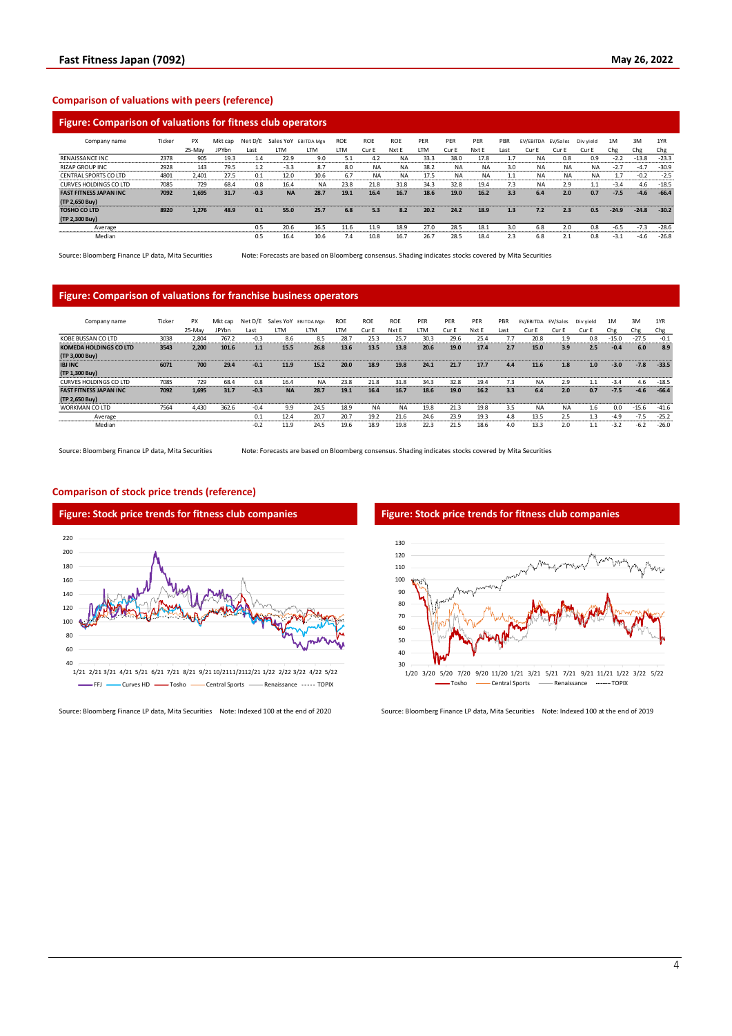## Comparison of valuations with peers (reference)

### Figure: Comparison of valuations for fitness club operators

| Company name | Ticker | PX 25-May | Mkt cap JPYbn | Net D/E Last | Sales YoY LTM | EBITDA Mgn LTM | ROE LTM | ROE Cur E | ROE Nxt E | PER LTM | PER Cur E | PER Nxt E | PBR Last | EV/EBITDA Cur E | EV/Sales Cur E | Div yield Cur E | 1M Chg | 3M Chg | 1YR Chg |
|---|---|---|---|---|---|---|---|---|---|---|---|---|---|---|---|---|---|---|---|
| RENAISSANCE INC | 2378 | 905 | 19.3 | 1.4 | 22.9 | 9.0 | 5.1 | 4.2 | NA | 33.3 | 38.0 | 17.8 | 1.7 | NA | 0.8 | 0.9 | -2.2 | -13.8 | -23.3 |
| RIZAP GROUP INC | 2928 | 143 | 79.5 | 1.2 | -3.3 | 8.7 | 8.0 | NA | NA | 38.2 | NA | NA | 3.0 | NA | NA | NA | -2.7 | -4.7 | -30.9 |
| CENTRAL SPORTS CO LTD | 4801 | 2,401 | 27.5 | 0.1 | 12.0 | 10.6 | 6.7 | NA | NA | 17.5 | NA | NA | 1.1 | NA | NA | NA | 1.7 | -0.2 | -2.5 |
| CURVES HOLDINGS CO LTD | 7085 | 729 | 68.4 | 0.8 | 16.4 | NA | 23.8 | 21.8 | 31.8 | 34.3 | 32.8 | 19.4 | 7.3 | NA | 2.9 | 1.1 | -3.4 | 4.6 | -18.5 |
| **FAST FITNESS JAPAN INC (TP 2,650 Buy)** | **7092** | **1,695** | **31.7** | **-0.3** | **NA** | **28.7** | **19.1** | **16.4** | **16.7** | **18.6** | **19.0** | **16.2** | **3.3** | **6.4** | **2.0** | **0.7** | **-7.5** | **-4.6** | **-66.4** |
| **TOSHO CO LTD (TP 2,300 Buy)** | **8920** | **1,276** | **48.9** | **0.1** | **55.0** | **25.7** | **6.8** | **5.3** | **8.2** | **20.2** | **24.2** | **18.9** | **1.3** | **7.2** | **2.3** | **0.5** | **-24.9** | **-24.8** | **-30.2** |
| Average | | | | 0.5 | 20.6 | 16.5 | 11.6 | 11.9 | 18.9 | 27.0 | 28.5 | 18.1 | 3.0 | 6.8 | 2.0 | 0.8 | -6.5 | -7.3 | -28.6 |
| Median | | | | 0.5 | 16.4 | 10.6 | 7.4 | 10.8 | 16.7 | 26.7 | 28.5 | 18.4 | 2.3 | 6.8 | 2.1 | 0.8 | -3.1 | -4.6 | -26.8 |

Source: Bloomberg Finance LP data, Mita Securities    Note: Forecasts are based on Bloomberg consensus. Shading indicates stocks covered by Mita Securities

### Figure: Comparison of valuations for franchise business operators

| Company name | Ticker | PX 25-May | Mkt cap JPYbn | Net D/E Last | Sales YoY LTM | EBITDA Mgn LTM | ROE LTM | ROE Cur E | ROE Nxt E | PER LTM | PER Cur E | PER Nxt E | PBR Last | EV/EBITDA Cur E | EV/Sales Cur E | Div yield Cur E | 1M Chg | 3M Chg | 1YR Chg |
|---|---|---|---|---|---|---|---|---|---|---|---|---|---|---|---|---|---|---|---|
| KOBE BUSSAN CO LTD | 3038 | 2,804 | 767.2 | -0.3 | 8.6 | 8.5 | 28.7 | 25.3 | 25.7 | 30.3 | 29.6 | 25.4 | 7.7 | 20.8 | 1.9 | 0.8 | -15.0 | -27.5 | -0.1 |
| **KOMEDA HOLDINGS CO LTD (TP 3,000 Buy)** | **3543** | **2,200** | **101.6** | **1.1** | **15.5** | **26.8** | **13.6** | **13.5** | **13.8** | **20.6** | **19.0** | **17.4** | **2.7** | **15.0** | **3.9** | **2.5** | **-0.4** | **6.0** | **8.9** |
| **IBJ INC (TP 1,300 Buy)** | **6071** | **700** | **29.4** | **-0.1** | **11.9** | **15.2** | **20.0** | **18.9** | **19.8** | **24.1** | **21.7** | **17.7** | **4.4** | **11.6** | **1.8** | **1.0** | **-3.0** | **-7.8** | **-33.5** |
| CURVES HOLDINGS CO LTD | 7085 | 729 | 68.4 | 0.8 | 16.4 | NA | 23.8 | 21.8 | 31.8 | 34.3 | 32.8 | 19.4 | 7.3 | NA | 2.9 | 1.1 | -3.4 | 4.6 | -18.5 |
| **FAST FITNESS JAPAN INC (TP 2,650 Buy)** | **7092** | **1,695** | **31.7** | **-0.3** | **NA** | **28.7** | **19.1** | **16.4** | **16.7** | **18.6** | **19.0** | **16.2** | **3.3** | **6.4** | **2.0** | **0.7** | **-7.5** | **-4.6** | **-66.4** |
| WORKMAN CO LTD | 7564 | 4,430 | 362.6 | -0.4 | 9.9 | 24.5 | 18.9 | NA | NA | 19.8 | 21.3 | 19.8 | 3.5 | NA | NA | 1.6 | 0.0 | -15.6 | -41.6 |
| Average | | | | 0.1 | 12.4 | 20.7 | 20.7 | 19.2 | 21.6 | 24.6 | 23.9 | 19.3 | 4.8 | 13.5 | 2.5 | 1.3 | -4.9 | -7.5 | -25.2 |
| Median | | | | -0.2 | 11.9 | 24.5 | 19.6 | 18.9 | 19.8 | 22.3 | 21.5 | 18.6 | 4.0 | 13.3 | 2.0 | 1.1 | -3.2 | -6.2 | -26.0 |

Source: Bloomberg Finance LP data, Mita Securities    Note: Forecasts are based on Bloomberg consensus. Shading indicates stocks covered by Mita Securities

## Comparison of stock price trends (reference)

### Figure: Stock price trends for fitness club companies

Source: Bloomberg Finance LP data, Mita Securities    Note: Indexed 100 at the end of 2020

### Figure: Stock price trends for fitness club companies

Source: Bloomberg Finance LP data, Mita Securities    Note: Indexed 100 at the end of 2019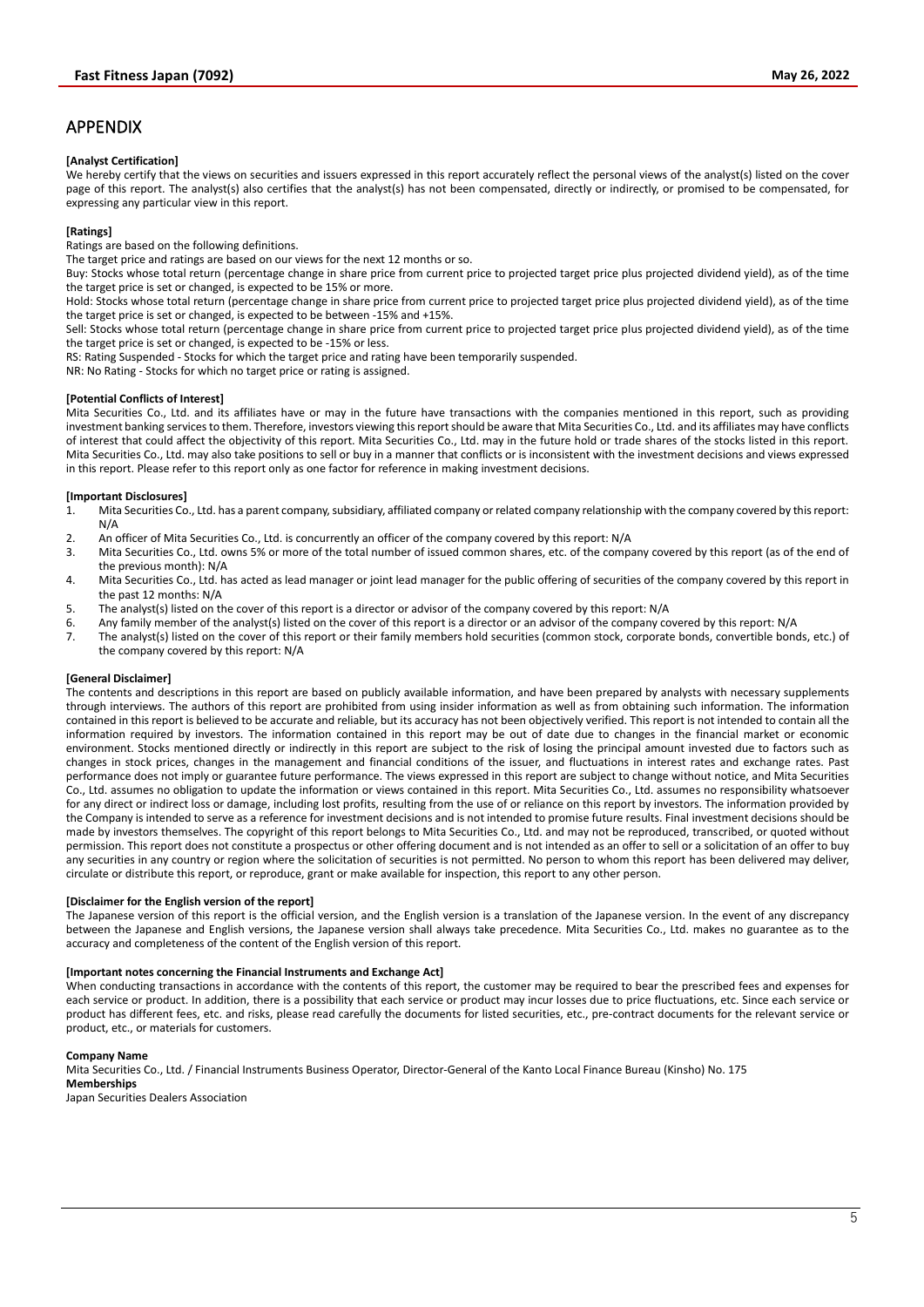# APPENDIX

**[Analyst Certification]**

We hereby certify that the views on securities and issuers expressed in this report accurately reflect the personal views of the analyst(s) listed on the cover page of this report. The analyst(s) also certifies that the analyst(s) has not been compensated, directly or indirectly, or promised to be compensated, for expressing any particular view in this report.

**[Ratings]**

Ratings are based on the following definitions.

The target price and ratings are based on our views for the next 12 months or so.

Buy: Stocks whose total return (percentage change in share price from current price to projected target price plus projected dividend yield), as of the time the target price is set or changed, is expected to be 15% or more.

Hold: Stocks whose total return (percentage change in share price from current price to projected target price plus projected dividend yield), as of the time the target price is set or changed, is expected to be between -15% and +15%.

Sell: Stocks whose total return (percentage change in share price from current price to projected target price plus projected dividend yield), as of the time the target price is set or changed, is expected to be -15% or less.

RS: Rating Suspended - Stocks for which the target price and rating have been temporarily suspended.

NR: No Rating - Stocks for which no target price or rating is assigned.

**[Potential Conflicts of Interest]**

Mita Securities Co., Ltd. and its affiliates have or may in the future have transactions with the companies mentioned in this report, such as providing investment banking services to them. Therefore, investors viewing this report should be aware that Mita Securities Co., Ltd. and its affiliates may have conflicts of interest that could affect the objectivity of this report. Mita Securities Co., Ltd. may in the future hold or trade shares of the stocks listed in this report. Mita Securities Co., Ltd. may also take positions to sell or buy in a manner that conflicts or is inconsistent with the investment decisions and views expressed in this report. Please refer to this report only as one factor for reference in making investment decisions.

**[Important Disclosures]**

1. Mita Securities Co., Ltd. has a parent company, subsidiary, affiliated company or related company relationship with the company covered by this report: N/A
2. An officer of Mita Securities Co., Ltd. is concurrently an officer of the company covered by this report: N/A
3. Mita Securities Co., Ltd. owns 5% or more of the total number of issued common shares, etc. of the company covered by this report (as of the end of the previous month): N/A
4. Mita Securities Co., Ltd. has acted as lead manager or joint lead manager for the public offering of securities of the company covered by this report in the past 12 months: N/A
5. The analyst(s) listed on the cover of this report is a director or advisor of the company covered by this report: N/A
6. Any family member of the analyst(s) listed on the cover of this report is a director or an advisor of the company covered by this report: N/A
7. The analyst(s) listed on the cover of this report or their family members hold securities (common stock, corporate bonds, convertible bonds, etc.) of the company covered by this report: N/A

**[General Disclaimer]**

The contents and descriptions in this report are based on publicly available information, and have been prepared by analysts with necessary supplements through interviews. The authors of this report are prohibited from using insider information as well as from obtaining such information. The information contained in this report is believed to be accurate and reliable, but its accuracy has not been objectively verified. This report is not intended to contain all the information required by investors. The information contained in this report may be out of date due to changes in the financial market or economic environment. Stocks mentioned directly or indirectly in this report are subject to the risk of losing the principal amount invested due to factors such as changes in stock prices, changes in the management and financial conditions of the issuer, and fluctuations in interest rates and exchange rates. Past performance does not imply or guarantee future performance. The views expressed in this report are subject to change without notice, and Mita Securities Co., Ltd. assumes no obligation to update the information or views contained in this report. Mita Securities Co., Ltd. assumes no responsibility whatsoever for any direct or indirect loss or damage, including lost profits, resulting from the use of or reliance on this report by investors. The information provided by the Company is intended to serve as a reference for investment decisions and is not intended to promise future results. Final investment decisions should be made by investors themselves. The copyright of this report belongs to Mita Securities Co., Ltd. and may not be reproduced, transcribed, or quoted without permission. This report does not constitute a prospectus or other offering document and is not intended as an offer to sell or a solicitation of an offer to buy any securities in any country or region where the solicitation of securities is not permitted. No person to whom this report has been delivered may deliver, circulate or distribute this report, or reproduce, grant or make available for inspection, this report to any other person.

**[Disclaimer for the English version of the report]**

The Japanese version of this report is the official version, and the English version is a translation of the Japanese version. In the event of any discrepancy between the Japanese and English versions, the Japanese version shall always take precedence. Mita Securities Co., Ltd. makes no guarantee as to the accuracy and completeness of the content of the English version of this report.

**[Important notes concerning the Financial Instruments and Exchange Act]**

When conducting transactions in accordance with the contents of this report, the customer may be required to bear the prescribed fees and expenses for each service or product. In addition, there is a possibility that each service or product may incur losses due to price fluctuations, etc. Since each service or product has different fees, etc. and risks, please read carefully the documents for listed securities, etc., pre-contract documents for the relevant service or product, etc., or materials for customers.

**Company Name**

Mita Securities Co., Ltd. / Financial Instruments Business Operator, Director-General of the Kanto Local Finance Bureau (Kinsho) No. 175

**Memberships**

Japan Securities Dealers Association